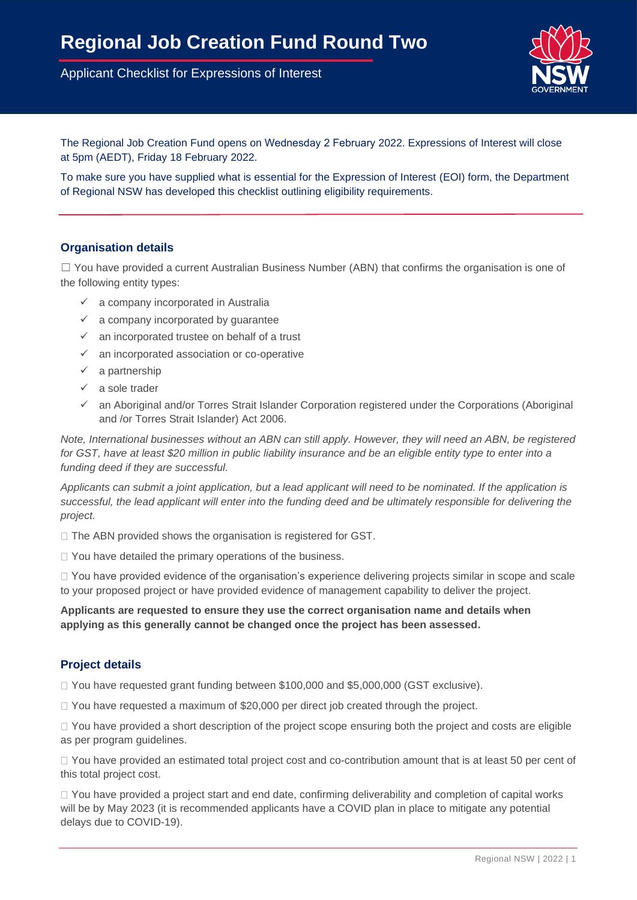# Regional Job Creation Fund Round Two

Applicant Checklist for Expressions of Interest

The Regional Job Creation Fund opens on Wednesday 2 February 2022. Expressions of Interest will close at 5pm (AEDT), Friday 18 February 2022.

To make sure you have supplied what is essential for the Expression of Interest (EOI) form, the Department of Regional NSW has developed this checklist outlining eligibility requirements.

## Organisation details

☐ You have provided a current Australian Business Number (ABN) that confirms the organisation is one of the following entity types:

- ✓ a company incorporated in Australia
- ✓ a company incorporated by guarantee
- ✓ an incorporated trustee on behalf of a trust
- ✓ an incorporated association or co-operative
- ✓ a partnership
- ✓ a sole trader
- ✓ an Aboriginal and/or Torres Strait Islander Corporation registered under the Corporations (Aboriginal and /or Torres Strait Islander) Act 2006.

*Note, International businesses without an ABN can still apply. However, they will need an ABN, be registered for GST, have at least $20 million in public liability insurance and be an eligible entity type to enter into a funding deed if they are successful.*

*Applicants can submit a joint application, but a lead applicant will need to be nominated. If the application is successful, the lead applicant will enter into the funding deed and be ultimately responsible for delivering the project.*

☐ The ABN provided shows the organisation is registered for GST.

☐ You have detailed the primary operations of the business.

☐ You have provided evidence of the organisation's experience delivering projects similar in scope and scale to your proposed project or have provided evidence of management capability to deliver the project.

**Applicants are requested to ensure they use the correct organisation name and details when applying as this generally cannot be changed once the project has been assessed.**

## Project details

☐ You have requested grant funding between $100,000 and $5,000,000 (GST exclusive).

☐ You have requested a maximum of $20,000 per direct job created through the project.

☐ You have provided a short description of the project scope ensuring both the project and costs are eligible as per program guidelines.

☐ You have provided an estimated total project cost and co-contribution amount that is at least 50 per cent of this total project cost.

☐ You have provided a project start and end date, confirming deliverability and completion of capital works will be by May 2023 (it is recommended applicants have a COVID plan in place to mitigate any potential delays due to COVID-19).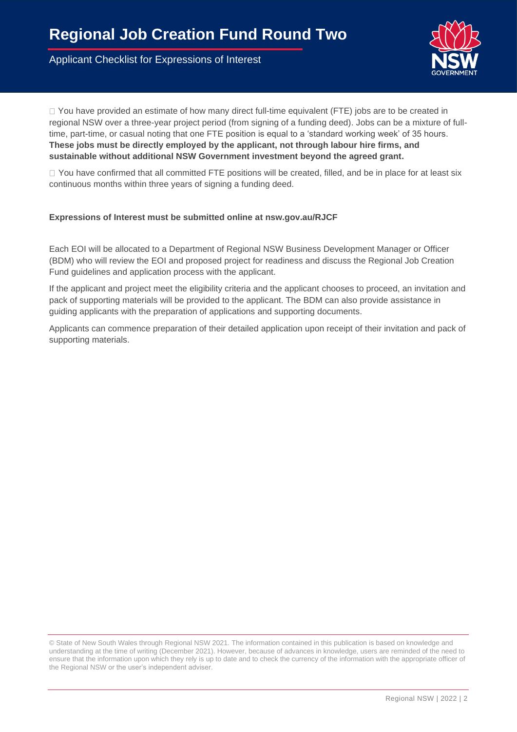- ☐ You have provided an estimate of how many direct full-time equivalent (FTE) jobs are to be created in regional NSW over a three-year project period (from signing of a funding deed). Jobs can be a mixture of full-time, part-time, or casual noting that one FTE position is equal to a 'standard working week' of 35 hours. **These jobs must be directly employed by the applicant, not through labour hire firms, and sustainable without additional NSW Government investment beyond the agreed grant.**
- ☐ You have confirmed that all committed FTE positions will be created, filled, and be in place for at least six continuous months within three years of signing a funding deed.

**Expressions of Interest must be submitted online at nsw.gov.au/RJCF**

Each EOI will be allocated to a Department of Regional NSW Business Development Manager or Officer (BDM) who will review the EOI and proposed project for readiness and discuss the Regional Job Creation Fund guidelines and application process with the applicant.

If the applicant and project meet the eligibility criteria and the applicant chooses to proceed, an invitation and pack of supporting materials will be provided to the applicant. The BDM can also provide assistance in guiding applicants with the preparation of applications and supporting documents.

Applicants can commence preparation of their detailed application upon receipt of their invitation and pack of supporting materials.

© State of New South Wales through Regional NSW 2021. The information contained in this publication is based on knowledge and understanding at the time of writing (December 2021). However, because of advances in knowledge, users are reminded of the need to ensure that the information upon which they rely is up to date and to check the currency of the information with the appropriate officer of the Regional NSW or the user's independent adviser.